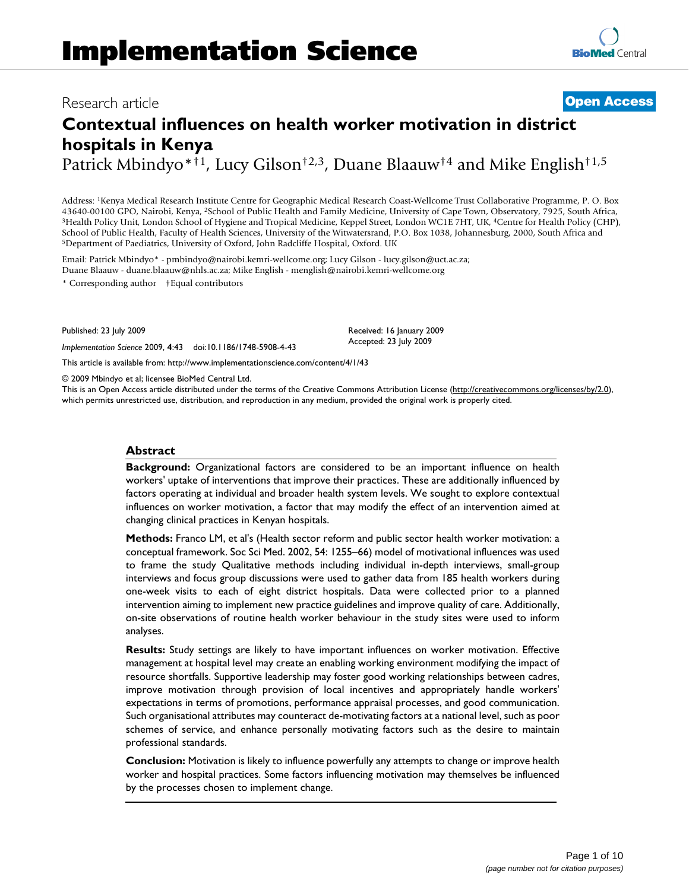Research article

**Open Access**

# Contextual influences on health worker motivation in district hospitals in Kenya

Patrick Mbindyo*†[1], Lucy Gilson†[2,3], Duane Blaauw†[4] and Mike English†[1,5]

Address: [1]Kenya Medical Research Institute Centre for Geographic Medical Research Coast-Wellcome Trust Collaborative Programme, P. O. Box 43640-00100 GPO, Nairobi, Kenya, [2]School of Public Health and Family Medicine, University of Cape Town, Observatory, 7925, South Africa, [3]Health Policy Unit, London School of Hygiene and Tropical Medicine, Keppel Street, London WC1E 7HT, UK, [4]Centre for Health Policy (CHP), School of Public Health, Faculty of Health Sciences, University of the Witwatersrand, P.O. Box 1038, Johannesburg, 2000, South Africa and [5]Department of Paediatrics, University of Oxford, John Radcliffe Hospital, Oxford. UK

Email: Patrick Mbindyo* - pmbindyo@nairobi.kemri-wellcome.org; Lucy Gilson - lucy.gilson@uct.ac.za; Duane Blaauw - duane.blaauw@nhls.ac.za; Mike English - menglish@nairobi.kemri-wellcome.org

\* Corresponding author †Equal contributors

Published: 23 July 2009

Received: 16 January 2009
Accepted: 23 July 2009

*Implementation Science* 2009, **4**:43 doi:10.1186/1748-5908-4-43

This article is available from: http://www.implementationscience.com/content/4/1/43

© 2009 Mbindyo et al; licensee BioMed Central Ltd.

This is an Open Access article distributed under the terms of the Creative Commons Attribution License (http://creativecommons.org/licenses/by/2.0), which permits unrestricted use, distribution, and reproduction in any medium, provided the original work is properly cited.

## Abstract

**Background:** Organizational factors are considered to be an important influence on health workers' uptake of interventions that improve their practices. These are additionally influenced by factors operating at individual and broader health system levels. We sought to explore contextual influences on worker motivation, a factor that may modify the effect of an intervention aimed at changing clinical practices in Kenyan hospitals.

**Methods:** Franco LM, et al's (Health sector reform and public sector health worker motivation: a conceptual framework. Soc Sci Med. 2002, 54: 1255–66) model of motivational influences was used to frame the study Qualitative methods including individual in-depth interviews, small-group interviews and focus group discussions were used to gather data from 185 health workers during one-week visits to each of eight district hospitals. Data were collected prior to a planned intervention aiming to implement new practice guidelines and improve quality of care. Additionally, on-site observations of routine health worker behaviour in the study sites were used to inform analyses.

**Results:** Study settings are likely to have important influences on worker motivation. Effective management at hospital level may create an enabling working environment modifying the impact of resource shortfalls. Supportive leadership may foster good working relationships between cadres, improve motivation through provision of local incentives and appropriately handle workers' expectations in terms of promotions, performance appraisal processes, and good communication. Such organisational attributes may counteract de-motivating factors at a national level, such as poor schemes of service, and enhance personally motivating factors such as the desire to maintain professional standards.

**Conclusion:** Motivation is likely to influence powerfully any attempts to change or improve health worker and hospital practices. Some factors influencing motivation may themselves be influenced by the processes chosen to implement change.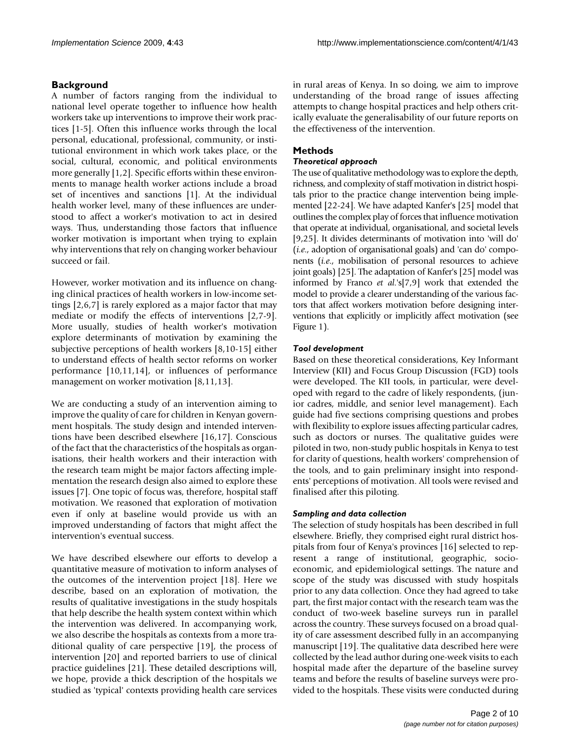## Background

A number of factors ranging from the individual to national level operate together to influence how health workers take up interventions to improve their work practices [1-5]. Often this influence works through the local personal, educational, professional, community, or institutional environment in which work takes place, or the social, cultural, economic, and political environments more generally [1,2]. Specific efforts within these environments to manage health worker actions include a broad set of incentives and sanctions [1]. At the individual health worker level, many of these influences are understood to affect a worker's motivation to act in desired ways. Thus, understanding those factors that influence worker motivation is important when trying to explain why interventions that rely on changing worker behaviour succeed or fail.

However, worker motivation and its influence on changing clinical practices of health workers in low-income settings [2,6,7] is rarely explored as a major factor that may mediate or modify the effects of interventions [2,7-9]. More usually, studies of health worker's motivation explore determinants of motivation by examining the subjective perceptions of health workers [8,10-15] either to understand effects of health sector reforms on worker performance [10,11,14], or influences of performance management on worker motivation [8,11,13].

We are conducting a study of an intervention aiming to improve the quality of care for children in Kenyan government hospitals. The study design and intended interventions have been described elsewhere [16,17]. Conscious of the fact that the characteristics of the hospitals as organisations, their health workers and their interaction with the research team might be major factors affecting implementation the research design also aimed to explore these issues [7]. One topic of focus was, therefore, hospital staff motivation. We reasoned that exploration of motivation even if only at baseline would provide us with an improved understanding of factors that might affect the intervention's eventual success.

We have described elsewhere our efforts to develop a quantitative measure of motivation to inform analyses of the outcomes of the intervention project [18]. Here we describe, based on an exploration of motivation, the results of qualitative investigations in the study hospitals that help describe the health system context within which the intervention was delivered. In accompanying work, we also describe the hospitals as contexts from a more traditional quality of care perspective [19], the process of intervention [20] and reported barriers to use of clinical practice guidelines [21]. These detailed descriptions will, we hope, provide a thick description of the hospitals we studied as 'typical' contexts providing health care services in rural areas of Kenya. In so doing, we aim to improve understanding of the broad range of issues affecting attempts to change hospital practices and help others critically evaluate the generalisability of our future reports on the effectiveness of the intervention.

## Methods

### *Theoretical approach*

The use of qualitative methodology was to explore the depth, richness, and complexity of staff motivation in district hospitals prior to the practice change intervention being implemented [22-24]. We have adapted Kanfer's [25] model that outlines the complex play of forces that influence motivation that operate at individual, organisational, and societal levels [9,25]. It divides determinants of motivation into 'will do' (*i.e.*, adoption of organisational goals) and 'can do' components (*i.e.*, mobilisation of personal resources to achieve joint goals) [25]. The adaptation of Kanfer's [25] model was informed by Franco *et al.*'s[7,9] work that extended the model to provide a clearer understanding of the various factors that affect workers motivation before designing interventions that explicitly or implicitly affect motivation (see Figure 1).

### *Tool development*

Based on these theoretical considerations, Key Informant Interview (KII) and Focus Group Discussion (FGD) tools were developed. The KII tools, in particular, were developed with regard to the cadre of likely respondents, (junior cadres, middle, and senior level management). Each guide had five sections comprising questions and probes with flexibility to explore issues affecting particular cadres, such as doctors or nurses. The qualitative guides were piloted in two, non-study public hospitals in Kenya to test for clarity of questions, health workers' comprehension of the tools, and to gain preliminary insight into respondents' perceptions of motivation. All tools were revised and finalised after this piloting.

### *Sampling and data collection*

The selection of study hospitals has been described in full elsewhere. Briefly, they comprised eight rural district hospitals from four of Kenya's provinces [16] selected to represent a range of institutional, geographic, socioeconomic, and epidemiological settings. The nature and scope of the study was discussed with study hospitals prior to any data collection. Once they had agreed to take part, the first major contact with the research team was the conduct of two-week baseline surveys run in parallel across the country. These surveys focused on a broad quality of care assessment described fully in an accompanying manuscript [19]. The qualitative data described here were collected by the lead author during one-week visits to each hospital made after the departure of the baseline survey teams and before the results of baseline surveys were provided to the hospitals. These visits were conducted during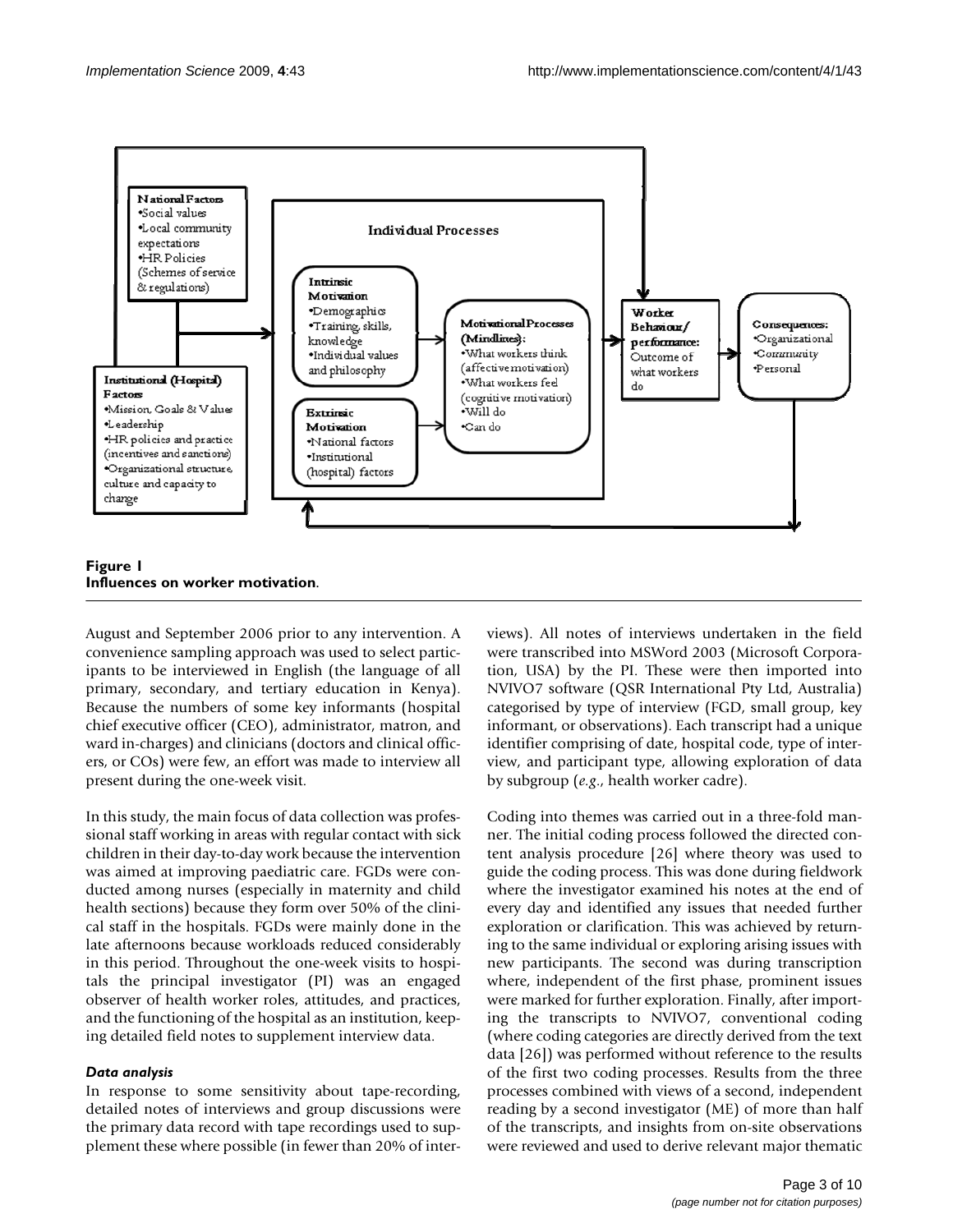**Figure 1**
**Influences on worker motivation**.

August and September 2006 prior to any intervention. A convenience sampling approach was used to select participants to be interviewed in English (the language of all primary, secondary, and tertiary education in Kenya). Because the numbers of some key informants (hospital chief executive officer (CEO), administrator, matron, and ward in-charges) and clinicians (doctors and clinical officers, or COs) were few, an effort was made to interview all present during the one-week visit.

In this study, the main focus of data collection was professional staff working in areas with regular contact with sick children in their day-to-day work because the intervention was aimed at improving paediatric care. FGDs were conducted among nurses (especially in maternity and child health sections) because they form over 50% of the clinical staff in the hospitals. FGDs were mainly done in the late afternoons because workloads reduced considerably in this period. Throughout the one-week visits to hospitals the principal investigator (PI) was an engaged observer of health worker roles, attitudes, and practices, and the functioning of the hospital as an institution, keeping detailed field notes to supplement interview data.

### *Data analysis*

In response to some sensitivity about tape-recording, detailed notes of interviews and group discussions were the primary data record with tape recordings used to supplement these where possible (in fewer than 20% of interviews). All notes of interviews undertaken in the field were transcribed into MSWord 2003 (Microsoft Corporation, USA) by the PI. These were then imported into NVIVO7 software (QSR International Pty Ltd, Australia) categorised by type of interview (FGD, small group, key informant, or observations). Each transcript had a unique identifier comprising of date, hospital code, type of interview, and participant type, allowing exploration of data by subgroup (*e.g.*, health worker cadre).

Coding into themes was carried out in a three-fold manner. The initial coding process followed the directed content analysis procedure [26] where theory was used to guide the coding process. This was done during fieldwork where the investigator examined his notes at the end of every day and identified any issues that needed further exploration or clarification. This was achieved by returning to the same individual or exploring arising issues with new participants. The second was during transcription where, independent of the first phase, prominent issues were marked for further exploration. Finally, after importing the transcripts to NVIVO7, conventional coding (where coding categories are directly derived from the text data [26]) was performed without reference to the results of the first two coding processes. Results from the three processes combined with views of a second, independent reading by a second investigator (ME) of more than half of the transcripts, and insights from on-site observations were reviewed and used to derive relevant major thematic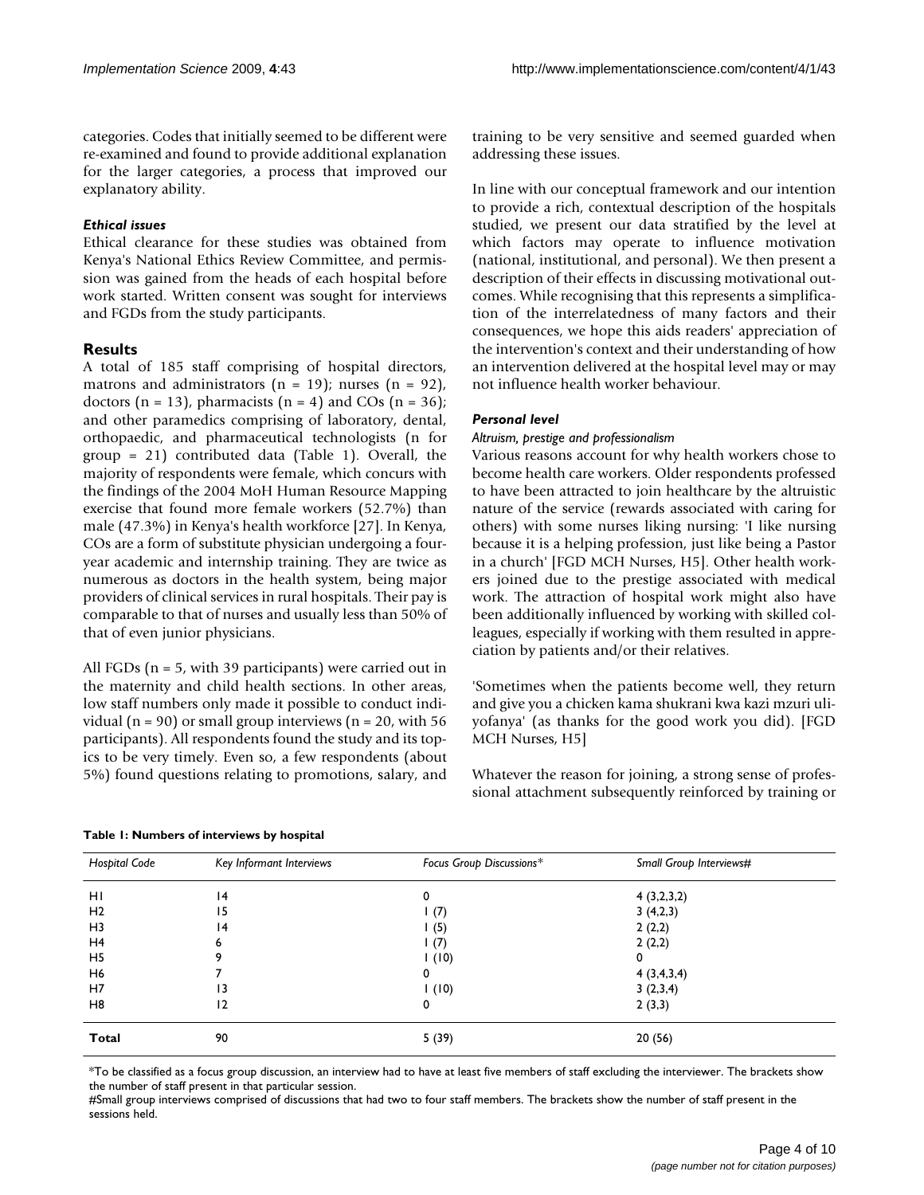categories. Codes that initially seemed to be different were re-examined and found to provide additional explanation for the larger categories, a process that improved our explanatory ability.

#### *Ethical issues*

Ethical clearance for these studies was obtained from Kenya's National Ethics Review Committee, and permission was gained from the heads of each hospital before work started. Written consent was sought for interviews and FGDs from the study participants.

## Results

A total of 185 staff comprising of hospital directors, matrons and administrators (n = 19); nurses (n = 92), doctors (n = 13), pharmacists (n = 4) and COs (n = 36); and other paramedics comprising of laboratory, dental, orthopaedic, and pharmaceutical technologists (n for group = 21) contributed data (Table 1). Overall, the majority of respondents were female, which concurs with the findings of the 2004 MoH Human Resource Mapping exercise that found more female workers (52.7%) than male (47.3%) in Kenya's health workforce [27]. In Kenya, COs are a form of substitute physician undergoing a four-year academic and internship training. They are twice as numerous as doctors in the health system, being major providers of clinical services in rural hospitals. Their pay is comparable to that of nurses and usually less than 50% of that of even junior physicians.

All FGDs (n = 5, with 39 participants) were carried out in the maternity and child health sections. In other areas, low staff numbers only made it possible to conduct individual (n = 90) or small group interviews (n = 20, with 56 participants). All respondents found the study and its topics to be very timely. Even so, a few respondents (about 5%) found questions relating to promotions, salary, and training to be very sensitive and seemed guarded when addressing these issues.

In line with our conceptual framework and our intention to provide a rich, contextual description of the hospitals studied, we present our data stratified by the level at which factors may operate to influence motivation (national, institutional, and personal). We then present a description of their effects in discussing motivational outcomes. While recognising that this represents a simplification of the interrelatedness of many factors and their consequences, we hope this aids readers' appreciation of the intervention's context and their understanding of how an intervention delivered at the hospital level may or may not influence health worker behaviour.

#### *Personal level*

##### *Altruism, prestige and professionalism*

Various reasons account for why health workers chose to become health care workers. Older respondents professed to have been attracted to join healthcare by the altruistic nature of the service (rewards associated with caring for others) with some nurses liking nursing: 'I like nursing because it is a helping profession, just like being a Pastor in a church' [FGD MCH Nurses, H5]. Other health workers joined due to the prestige associated with medical work. The attraction of hospital work might also have been additionally influenced by working with skilled colleagues, especially if working with them resulted in appreciation by patients and/or their relatives.

'Sometimes when the patients become well, they return and give you a chicken kama shukrani kwa kazi mzuri uliyofanya' (as thanks for the good work you did). [FGD MCH Nurses, H5]

Whatever the reason for joining, a strong sense of professional attachment subsequently reinforced by training or

**Table 1: Numbers of interviews by hospital**

| *Hospital Code* | *Key Informant Interviews* | *Focus Group Discussions\** | *Small Group Interviews#* |
|---|---|---|---|
| H1 | 14 | 0 | 4 (3,2,3,2) |
| H2 | 15 | 1 (7) | 3 (4,2,3) |
| H3 | 14 | 1 (5) | 2 (2,2) |
| H4 | 6 | 1 (7) | 2 (2,2) |
| H5 | 9 | 1 (10) | 0 |
| H6 | 7 | 0 | 4 (3,4,3,4) |
| H7 | 13 | 1 (10) | 3 (2,3,4) |
| H8 | 12 | 0 | 2 (3,3) |
| **Total** | 90 | 5 (39) | 20 (56) |

\*To be classified as a focus group discussion, an interview had to have at least five members of staff excluding the interviewer. The brackets show the number of staff present in that particular session.
#Small group interviews comprised of discussions that had two to four staff members. The brackets show the number of staff present in the sessions held.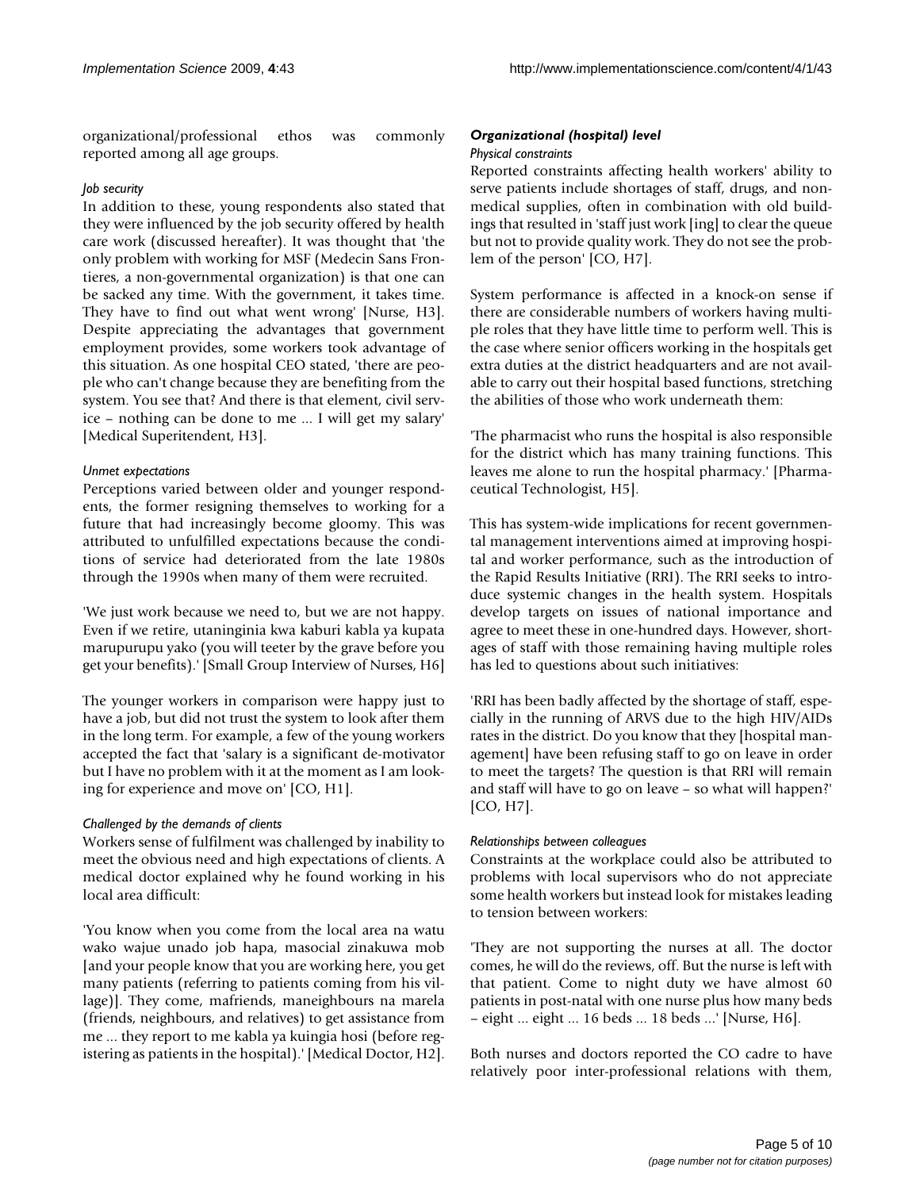organizational/professional ethos was commonly reported among all age groups.

#### *Job security*

In addition to these, young respondents also stated that they were influenced by the job security offered by health care work (discussed hereafter). It was thought that 'the only problem with working for MSF (Medecin Sans Frontieres, a non-governmental organization) is that one can be sacked any time. With the government, it takes time. They have to find out what went wrong' [Nurse, H3]. Despite appreciating the advantages that government employment provides, some workers took advantage of this situation. As one hospital CEO stated, 'there are people who can't change because they are benefiting from the system. You see that? And there is that element, civil service – nothing can be done to me ... I will get my salary' [Medical Superitendent, H3].

#### *Unmet expectations*

Perceptions varied between older and younger respondents, the former resigning themselves to working for a future that had increasingly become gloomy. This was attributed to unfulfilled expectations because the conditions of service had deteriorated from the late 1980s through the 1990s when many of them were recruited.

'We just work because we need to, but we are not happy. Even if we retire, utaninginia kwa kaburi kabla ya kupata marupurupu yako (you will teeter by the grave before you get your benefits).' [Small Group Interview of Nurses, H6]

The younger workers in comparison were happy just to have a job, but did not trust the system to look after them in the long term. For example, a few of the young workers accepted the fact that 'salary is a significant de-motivator but I have no problem with it at the moment as I am looking for experience and move on' [CO, H1].

#### *Challenged by the demands of clients*

Workers sense of fulfilment was challenged by inability to meet the obvious need and high expectations of clients. A medical doctor explained why he found working in his local area difficult:

'You know when you come from the local area na watu wako wajue unado job hapa, masocial zinakuwa mob [and your people know that you are working here, you get many patients (referring to patients coming from his village)]. They come, mafriends, maneighbours na marela (friends, neighbours, and relatives) to get assistance from me ... they report to me kabla ya kuingia hosi (before registering as patients in the hospital).' [Medical Doctor, H2].

### *Organizational (hospital) level*

#### *Physical constraints*

Reported constraints affecting health workers' ability to serve patients include shortages of staff, drugs, and non-medical supplies, often in combination with old buildings that resulted in 'staff just work [ing] to clear the queue but not to provide quality work. They do not see the problem of the person' [CO, H7].

System performance is affected in a knock-on sense if there are considerable numbers of workers having multiple roles that they have little time to perform well. This is the case where senior officers working in the hospitals get extra duties at the district headquarters and are not available to carry out their hospital based functions, stretching the abilities of those who work underneath them:

'The pharmacist who runs the hospital is also responsible for the district which has many training functions. This leaves me alone to run the hospital pharmacy.' [Pharmaceutical Technologist, H5].

This has system-wide implications for recent governmental management interventions aimed at improving hospital and worker performance, such as the introduction of the Rapid Results Initiative (RRI). The RRI seeks to introduce systemic changes in the health system. Hospitals develop targets on issues of national importance and agree to meet these in one-hundred days. However, shortages of staff with those remaining having multiple roles has led to questions about such initiatives:

'RRI has been badly affected by the shortage of staff, especially in the running of ARVS due to the high HIV/AIDs rates in the district. Do you know that they [hospital management] have been refusing staff to go on leave in order to meet the targets? The question is that RRI will remain and staff will have to go on leave – so what will happen?' [CO, H7].

#### *Relationships between colleagues*

Constraints at the workplace could also be attributed to problems with local supervisors who do not appreciate some health workers but instead look for mistakes leading to tension between workers:

'They are not supporting the nurses at all. The doctor comes, he will do the reviews, off. But the nurse is left with that patient. Come to night duty we have almost 60 patients in post-natal with one nurse plus how many beds – eight ... eight ... 16 beds ... 18 beds ...' [Nurse, H6].

Both nurses and doctors reported the CO cadre to have relatively poor inter-professional relations with them,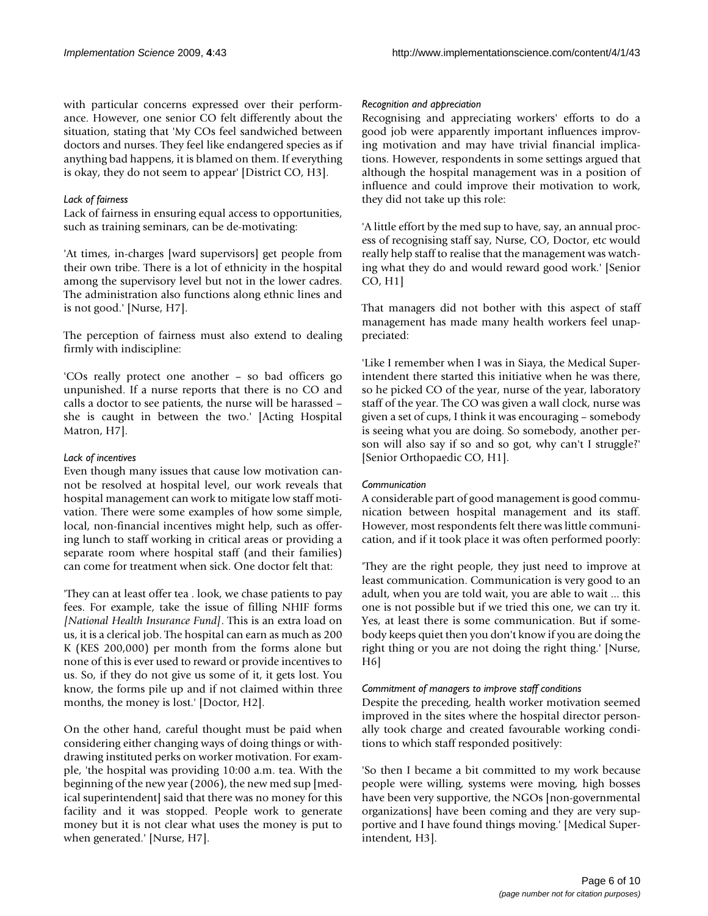with particular concerns expressed over their performance. However, one senior CO felt differently about the situation, stating that 'My COs feel sandwiched between doctors and nurses. They feel like endangered species as if anything bad happens, it is blamed on them. If everything is okay, they do not seem to appear' [District CO, H3].

#### *Lack of fairness*

Lack of fairness in ensuring equal access to opportunities, such as training seminars, can be de-motivating:

'At times, in-charges [ward supervisors] get people from their own tribe. There is a lot of ethnicity in the hospital among the supervisory level but not in the lower cadres. The administration also functions along ethnic lines and is not good.' [Nurse, H7].

The perception of fairness must also extend to dealing firmly with indiscipline:

'COs really protect one another – so bad officers go unpunished. If a nurse reports that there is no CO and calls a doctor to see patients, the nurse will be harassed – she is caught in between the two.' [Acting Hospital Matron, H7].

#### *Lack of incentives*

Even though many issues that cause low motivation cannot be resolved at hospital level, our work reveals that hospital management can work to mitigate low staff motivation. There were some examples of how some simple, local, non-financial incentives might help, such as offering lunch to staff working in critical areas or providing a separate room where hospital staff (and their families) can come for treatment when sick. One doctor felt that:

'They can at least offer tea . look, we chase patients to pay fees. For example, take the issue of filling NHIF forms *[National Health Insurance Fund]*. This is an extra load on us, it is a clerical job. The hospital can earn as much as 200 K (KES 200,000) per month from the forms alone but none of this is ever used to reward or provide incentives to us. So, if they do not give us some of it, it gets lost. You know, the forms pile up and if not claimed within three months, the money is lost.' [Doctor, H2].

On the other hand, careful thought must be paid when considering either changing ways of doing things or withdrawing instituted perks on worker motivation. For example, 'the hospital was providing 10:00 a.m. tea. With the beginning of the new year (2006), the new med sup [medical superintendent] said that there was no money for this facility and it was stopped. People work to generate money but it is not clear what uses the money is put to when generated.' [Nurse, H7].

#### *Recognition and appreciation*

Recognising and appreciating workers' efforts to do a good job were apparently important influences improving motivation and may have trivial financial implications. However, respondents in some settings argued that although the hospital management was in a position of influence and could improve their motivation to work, they did not take up this role:

'A little effort by the med sup to have, say, an annual process of recognising staff say, Nurse, CO, Doctor, etc would really help staff to realise that the management was watching what they do and would reward good work.' [Senior CO, H1]

That managers did not bother with this aspect of staff management has made many health workers feel unappreciated:

'Like I remember when I was in Siaya, the Medical Superintendent there started this initiative when he was there, so he picked CO of the year, nurse of the year, laboratory staff of the year. The CO was given a wall clock, nurse was given a set of cups, I think it was encouraging – somebody is seeing what you are doing. So somebody, another person will also say if so and so got, why can't I struggle?' [Senior Orthopaedic CO, H1].

#### *Communication*

A considerable part of good management is good communication between hospital management and its staff. However, most respondents felt there was little communication, and if it took place it was often performed poorly:

'They are the right people, they just need to improve at least communication. Communication is very good to an adult, when you are told wait, you are able to wait ... this one is not possible but if we tried this one, we can try it. Yes, at least there is some communication. But if somebody keeps quiet then you don't know if you are doing the right thing or you are not doing the right thing.' [Nurse, H6]

#### *Commitment of managers to improve staff conditions*

Despite the preceding, health worker motivation seemed improved in the sites where the hospital director personally took charge and created favourable working conditions to which staff responded positively:

'So then I became a bit committed to my work because people were willing, systems were moving, high bosses have been very supportive, the NGOs [non-governmental organizations] have been coming and they are very supportive and I have found things moving.' [Medical Superintendent, H3].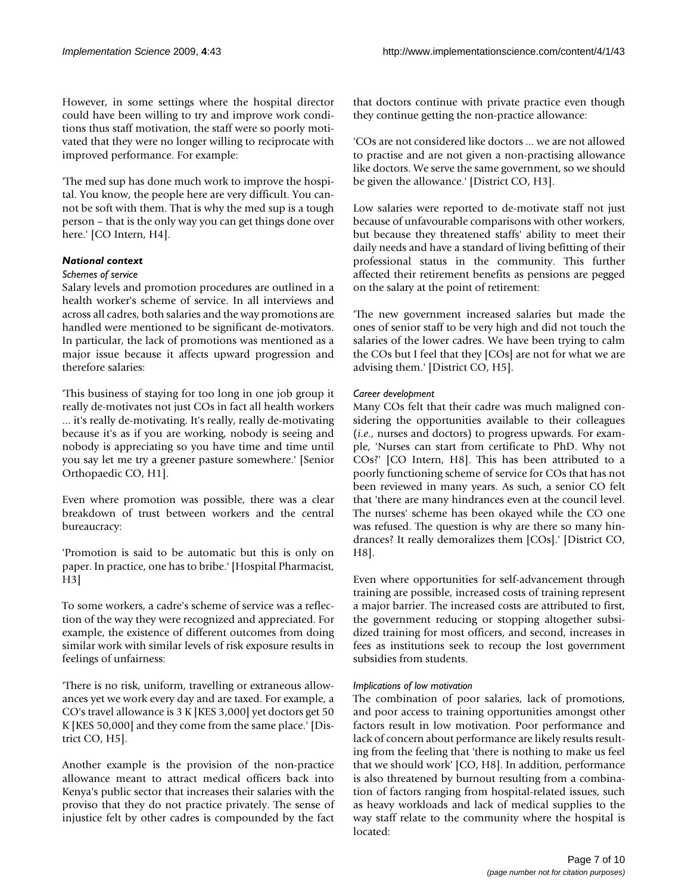However, in some settings where the hospital director could have been willing to try and improve work conditions thus staff motivation, the staff were so poorly motivated that they were no longer willing to reciprocate with improved performance. For example:

'The med sup has done much work to improve the hospital. You know, the people here are very difficult. You cannot be soft with them. That is why the med sup is a tough person – that is the only way you can get things done over here.' [CO Intern, H4].

### National context

#### Schemes of service

Salary levels and promotion procedures are outlined in a health worker's scheme of service. In all interviews and across all cadres, both salaries and the way promotions are handled were mentioned to be significant de-motivators. In particular, the lack of promotions was mentioned as a major issue because it affects upward progression and therefore salaries:

'This business of staying for too long in one job group it really de-motivates not just COs in fact all health workers ... it's really de-motivating. It's really, really de-motivating because it's as if you are working, nobody is seeing and nobody is appreciating so you have time and time until you say let me try a greener pasture somewhere.' [Senior Orthopaedic CO, H1].

Even where promotion was possible, there was a clear breakdown of trust between workers and the central bureaucracy:

'Promotion is said to be automatic but this is only on paper. In practice, one has to bribe.' [Hospital Pharmacist, H3]

To some workers, a cadre's scheme of service was a reflection of the way they were recognized and appreciated. For example, the existence of different outcomes from doing similar work with similar levels of risk exposure results in feelings of unfairness:

'There is no risk, uniform, travelling or extraneous allowances yet we work every day and are taxed. For example, a CO's travel allowance is 3 K [KES 3,000] yet doctors get 50 K [KES 50,000] and they come from the same place.' [District CO, H5].

Another example is the provision of the non-practice allowance meant to attract medical officers back into Kenya's public sector that increases their salaries with the proviso that they do not practice privately. The sense of injustice felt by other cadres is compounded by the fact that doctors continue with private practice even though they continue getting the non-practice allowance:

'COs are not considered like doctors ... we are not allowed to practise and are not given a non-practising allowance like doctors. We serve the same government, so we should be given the allowance.' [District CO, H3].

Low salaries were reported to de-motivate staff not just because of unfavourable comparisons with other workers, but because they threatened staffs' ability to meet their daily needs and have a standard of living befitting of their professional status in the community. This further affected their retirement benefits as pensions are pegged on the salary at the point of retirement:

'The new government increased salaries but made the ones of senior staff to be very high and did not touch the salaries of the lower cadres. We have been trying to calm the COs but I feel that they [COs] are not for what we are advising them.' [District CO, H5].

#### Career development

Many COs felt that their cadre was much maligned considering the opportunities available to their colleagues (*i.e.*, nurses and doctors) to progress upwards. For example, 'Nurses can start from certificate to PhD. Why not COs?' [CO Intern, H8]. This has been attributed to a poorly functioning scheme of service for COs that has not been reviewed in many years. As such, a senior CO felt that 'there are many hindrances even at the council level. The nurses' scheme has been okayed while the CO one was refused. The question is why are there so many hindrances? It really demoralizes them [COs].' [District CO, H8].

Even where opportunities for self-advancement through training are possible, increased costs of training represent a major barrier. The increased costs are attributed to first, the government reducing or stopping altogether subsidized training for most officers, and second, increases in fees as institutions seek to recoup the lost government subsidies from students.

#### Implications of low motivation

The combination of poor salaries, lack of promotions, and poor access to training opportunities amongst other factors result in low motivation. Poor performance and lack of concern about performance are likely results resulting from the feeling that 'there is nothing to make us feel that we should work' [CO, H8]. In addition, performance is also threatened by burnout resulting from a combination of factors ranging from hospital-related issues, such as heavy workloads and lack of medical supplies to the way staff relate to the community where the hospital is located: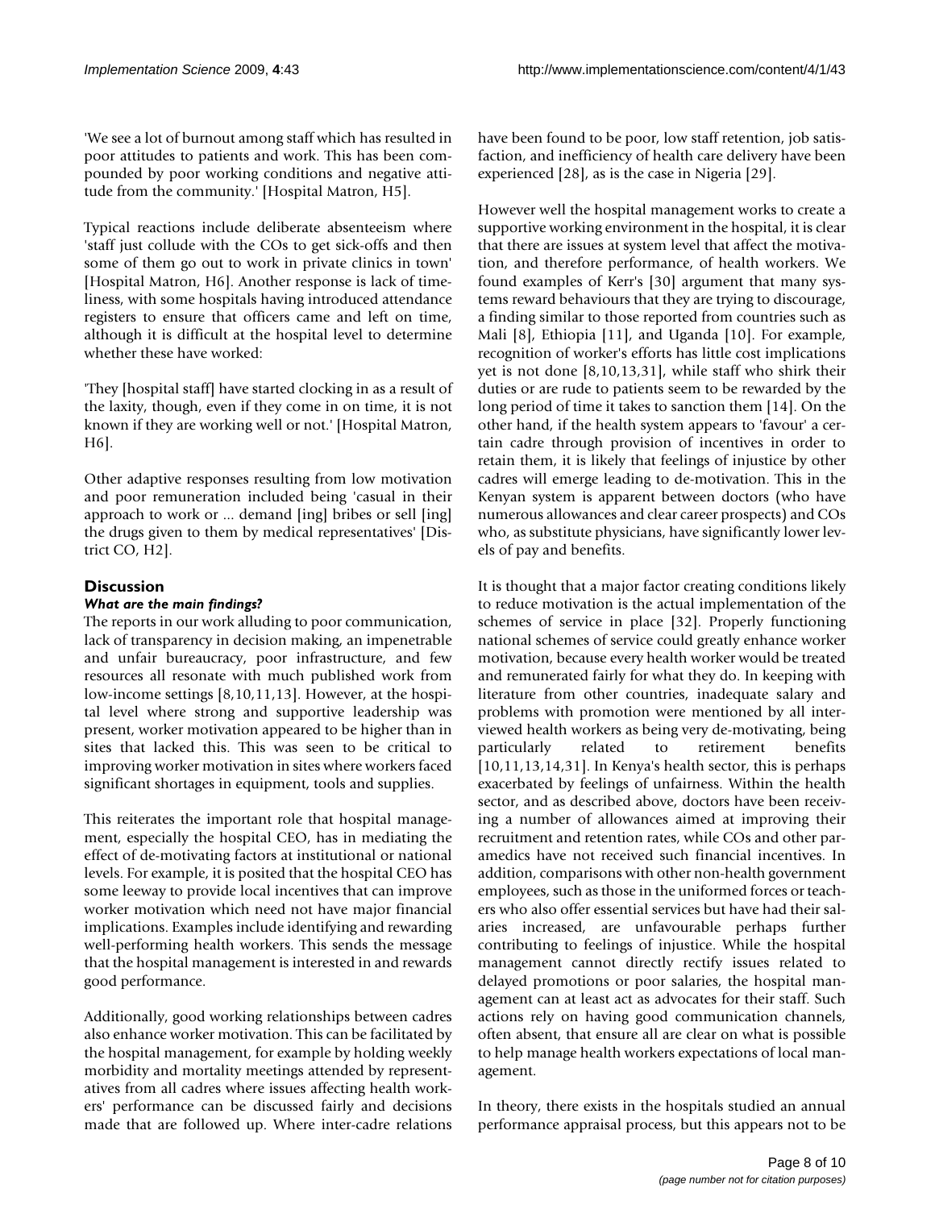'We see a lot of burnout among staff which has resulted in poor attitudes to patients and work. This has been compounded by poor working conditions and negative attitude from the community.' [Hospital Matron, H5].

Typical reactions include deliberate absenteeism where 'staff just collude with the COs to get sick-offs and then some of them go out to work in private clinics in town' [Hospital Matron, H6]. Another response is lack of timeliness, with some hospitals having introduced attendance registers to ensure that officers came and left on time, although it is difficult at the hospital level to determine whether these have worked:

'They [hospital staff] have started clocking in as a result of the laxity, though, even if they come in on time, it is not known if they are working well or not.' [Hospital Matron, H6].

Other adaptive responses resulting from low motivation and poor remuneration included being 'casual in their approach to work or ... demand [ing] bribes or sell [ing] the drugs given to them by medical representatives' [District CO, H2].

## Discussion

### *What are the main findings?*

The reports in our work alluding to poor communication, lack of transparency in decision making, an impenetrable and unfair bureaucracy, poor infrastructure, and few resources all resonate with much published work from low-income settings [8,10,11,13]. However, at the hospital level where strong and supportive leadership was present, worker motivation appeared to be higher than in sites that lacked this. This was seen to be critical to improving worker motivation in sites where workers faced significant shortages in equipment, tools and supplies.

This reiterates the important role that hospital management, especially the hospital CEO, has in mediating the effect of de-motivating factors at institutional or national levels. For example, it is posited that the hospital CEO has some leeway to provide local incentives that can improve worker motivation which need not have major financial implications. Examples include identifying and rewarding well-performing health workers. This sends the message that the hospital management is interested in and rewards good performance.

Additionally, good working relationships between cadres also enhance worker motivation. This can be facilitated by the hospital management, for example by holding weekly morbidity and mortality meetings attended by representatives from all cadres where issues affecting health workers' performance can be discussed fairly and decisions made that are followed up. Where inter-cadre relations have been found to be poor, low staff retention, job satisfaction, and inefficiency of health care delivery have been experienced [28], as is the case in Nigeria [29].

However well the hospital management works to create a supportive working environment in the hospital, it is clear that there are issues at system level that affect the motivation, and therefore performance, of health workers. We found examples of Kerr's [30] argument that many systems reward behaviours that they are trying to discourage, a finding similar to those reported from countries such as Mali [8], Ethiopia [11], and Uganda [10]. For example, recognition of worker's efforts has little cost implications yet is not done [8,10,13,31], while staff who shirk their duties or are rude to patients seem to be rewarded by the long period of time it takes to sanction them [14]. On the other hand, if the health system appears to 'favour' a certain cadre through provision of incentives in order to retain them, it is likely that feelings of injustice by other cadres will emerge leading to de-motivation. This in the Kenyan system is apparent between doctors (who have numerous allowances and clear career prospects) and COs who, as substitute physicians, have significantly lower levels of pay and benefits.

It is thought that a major factor creating conditions likely to reduce motivation is the actual implementation of the schemes of service in place [32]. Properly functioning national schemes of service could greatly enhance worker motivation, because every health worker would be treated and remunerated fairly for what they do. In keeping with literature from other countries, inadequate salary and problems with promotion were mentioned by all interviewed health workers as being very de-motivating, being particularly related to retirement benefits [10,11,13,14,31]. In Kenya's health sector, this is perhaps exacerbated by feelings of unfairness. Within the health sector, and as described above, doctors have been receiving a number of allowances aimed at improving their recruitment and retention rates, while COs and other paramedics have not received such financial incentives. In addition, comparisons with other non-health government employees, such as those in the uniformed forces or teachers who also offer essential services but have had their salaries increased, are unfavourable perhaps further contributing to feelings of injustice. While the hospital management cannot directly rectify issues related to delayed promotions or poor salaries, the hospital management can at least act as advocates for their staff. Such actions rely on having good communication channels, often absent, that ensure all are clear on what is possible to help manage health workers expectations of local management.

In theory, there exists in the hospitals studied an annual performance appraisal process, but this appears not to be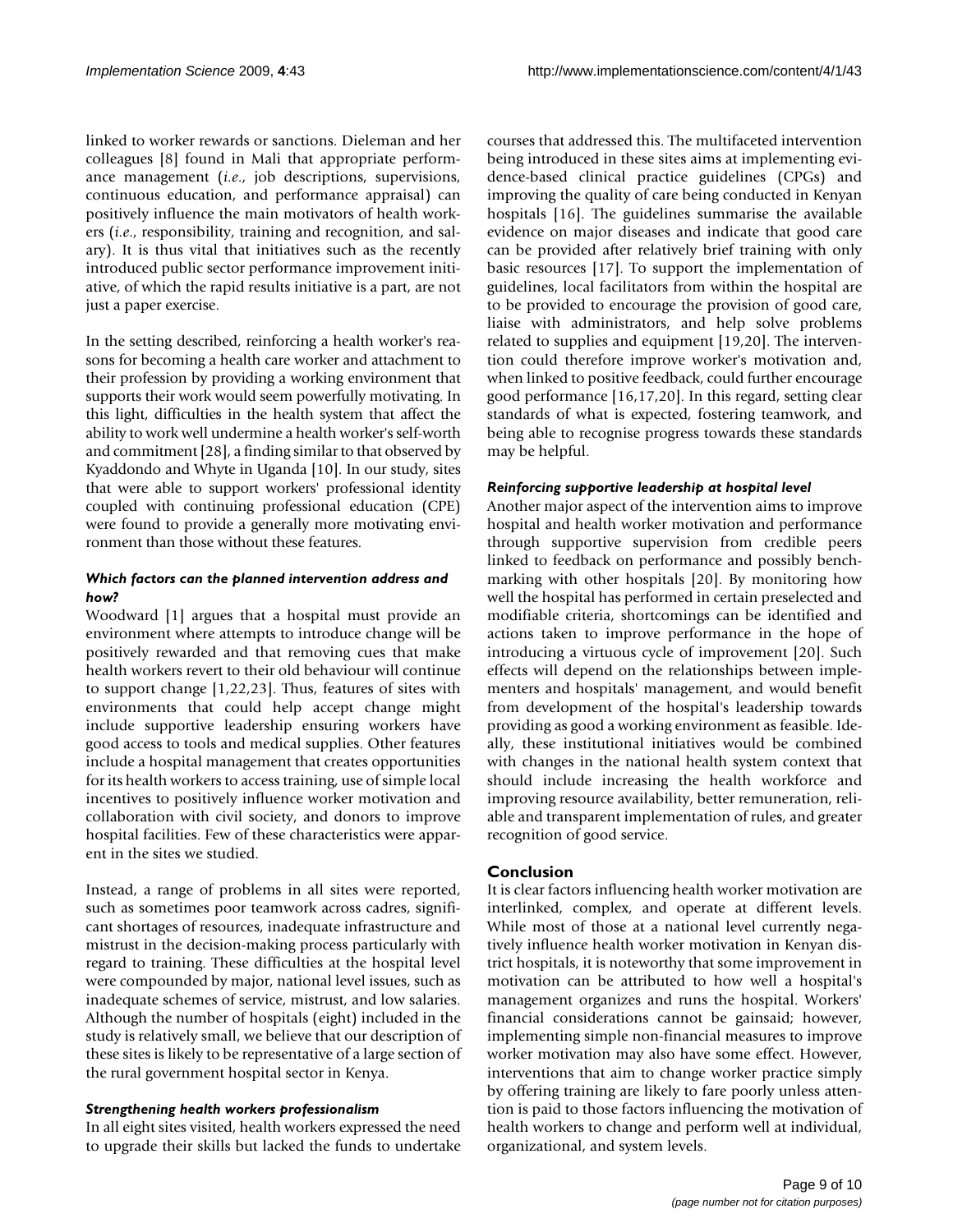linked to worker rewards or sanctions. Dieleman and her colleagues [8] found in Mali that appropriate performance management (*i.e*., job descriptions, supervisions, continuous education, and performance appraisal) can positively influence the main motivators of health workers (*i.e*., responsibility, training and recognition, and salary). It is thus vital that initiatives such as the recently introduced public sector performance improvement initiative, of which the rapid results initiative is a part, are not just a paper exercise.

In the setting described, reinforcing a health worker's reasons for becoming a health care worker and attachment to their profession by providing a working environment that supports their work would seem powerfully motivating. In this light, difficulties in the health system that affect the ability to work well undermine a health worker's self-worth and commitment [28], a finding similar to that observed by Kyaddondo and Whyte in Uganda [10]. In our study, sites that were able to support workers' professional identity coupled with continuing professional education (CPE) were found to provide a generally more motivating environment than those without these features.

### *Which factors can the planned intervention address and how?*

Woodward [1] argues that a hospital must provide an environment where attempts to introduce change will be positively rewarded and that removing cues that make health workers revert to their old behaviour will continue to support change [1,22,23]. Thus, features of sites with environments that could help accept change might include supportive leadership ensuring workers have good access to tools and medical supplies. Other features include a hospital management that creates opportunities for its health workers to access training, use of simple local incentives to positively influence worker motivation and collaboration with civil society, and donors to improve hospital facilities. Few of these characteristics were apparent in the sites we studied.

Instead, a range of problems in all sites were reported, such as sometimes poor teamwork across cadres, significant shortages of resources, inadequate infrastructure and mistrust in the decision-making process particularly with regard to training. These difficulties at the hospital level were compounded by major, national level issues, such as inadequate schemes of service, mistrust, and low salaries. Although the number of hospitals (eight) included in the study is relatively small, we believe that our description of these sites is likely to be representative of a large section of the rural government hospital sector in Kenya.

### *Strengthening health workers professionalism*

In all eight sites visited, health workers expressed the need to upgrade their skills but lacked the funds to undertake courses that addressed this. The multifaceted intervention being introduced in these sites aims at implementing evidence-based clinical practice guidelines (CPGs) and improving the quality of care being conducted in Kenyan hospitals [16]. The guidelines summarise the available evidence on major diseases and indicate that good care can be provided after relatively brief training with only basic resources [17]. To support the implementation of guidelines, local facilitators from within the hospital are to be provided to encourage the provision of good care, liaise with administrators, and help solve problems related to supplies and equipment [19,20]. The intervention could therefore improve worker's motivation and, when linked to positive feedback, could further encourage good performance [16,17,20]. In this regard, setting clear standards of what is expected, fostering teamwork, and being able to recognise progress towards these standards may be helpful.

### *Reinforcing supportive leadership at hospital level*

Another major aspect of the intervention aims to improve hospital and health worker motivation and performance through supportive supervision from credible peers linked to feedback on performance and possibly benchmarking with other hospitals [20]. By monitoring how well the hospital has performed in certain preselected and modifiable criteria, shortcomings can be identified and actions taken to improve performance in the hope of introducing a virtuous cycle of improvement [20]. Such effects will depend on the relationships between implementers and hospitals' management, and would benefit from development of the hospital's leadership towards providing as good a working environment as feasible. Ideally, these institutional initiatives would be combined with changes in the national health system context that should include increasing the health workforce and improving resource availability, better remuneration, reliable and transparent implementation of rules, and greater recognition of good service.

## Conclusion

It is clear factors influencing health worker motivation are interlinked, complex, and operate at different levels. While most of those at a national level currently negatively influence health worker motivation in Kenyan district hospitals, it is noteworthy that some improvement in motivation can be attributed to how well a hospital's management organizes and runs the hospital. Workers' financial considerations cannot be gainsaid; however, implementing simple non-financial measures to improve worker motivation may also have some effect. However, interventions that aim to change worker practice simply by offering training are likely to fare poorly unless attention is paid to those factors influencing the motivation of health workers to change and perform well at individual, organizational, and system levels.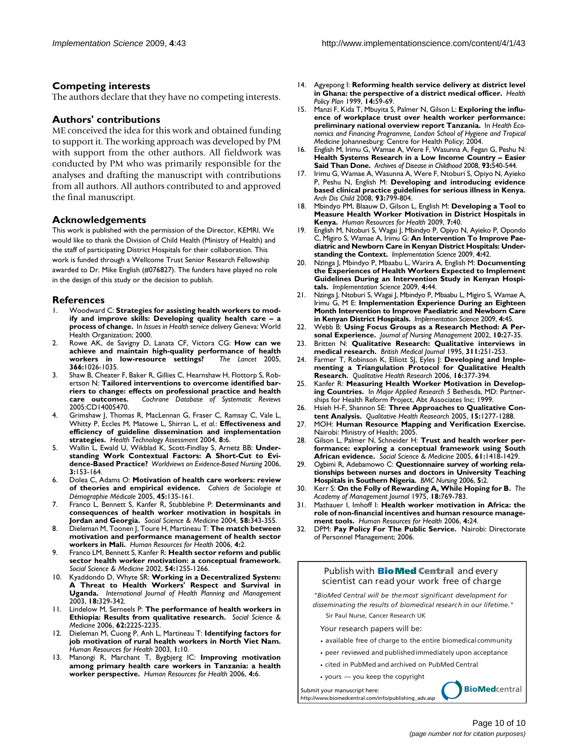## Competing interests

The authors declare that they have no competing interests.

## Authors' contributions

ME conceived the idea for this work and obtained funding to support it. The working approach was developed by PM with support from the other authors. All fieldwork was conducted by PM who was primarily responsible for the analyses and drafting the manuscript with contributions from all authors. All authors contributed to and approved the final manuscript.

## Acknowledgements

This work is published with the permission of the Director, KEMRI. We would like to thank the Division of Child Health (Ministry of Health) and the staff of participating District Hospitals for their collaboration. This work is funded through a Wellcome Trust Senior Research Fellowship awarded to Dr. Mike English (#076827). The funders have played no role in the design of this study or the decision to publish.

## References

1. Woodward C: **Strategies for assisting health workers to modify and improve skills: Developing quality health care – a process of change.** In *Issues in Health service delivery* Geneva: World Health Organization; 2000.
2. Rowe AK, de Savigny D, Lanata CF, Victora CG: **How can we achieve and maintain high-quality performance of health workers in low-resource settings?** *The Lancet* 2005, **366:**1026-1035.
3. Shaw B, Cheater F, Baker R, Gillies C, Hearnshaw H, Flottorp S, Robertson N: **Tailored interventions to overcome identified barriers to change: effects on professional practice and health care outcomes.** *Cochrane Database of Systematic Reviews* 2005:CD14005470.
4. Grimshaw J, Thomas R, MacLennan G, Fraser C, Ramsay C, Vale L, Whitty P, Eccles M, Matowe L, Shirran L, *et al.*: **Effectiveness and efficiency of guideline dissemination and implementation strategies.** *Health Technology Assessment* 2004, **8:**6.
5. Wallin L, Ewald U, Wikblad K, Scott-Findlay S, Arnetz BB: **Understanding Work Contextual Factors: A Short-Cut to Evidence-Based Practice?** *Worldviews on Evidence-Based Nursing* 2006, **3:**153-164.
6. Dolea C, Adams O: **Motivation of health care workers: review of theories and empirical evidence.** *Cahiers de Sociologie et Démographie Médicale* 2005, **45:**135-161.
7. Franco L, Bennett S, Kanfer R, Stubblebine P: **Determinants and consequences of health worker motivation in hospitals in Jordan and Georgia.** *Social Science & Medicine* 2004, **58:**343-355.
8. Dieleman M, Toonen J, Toure H, Martineau T: **The match between motivation and performance management of health sector workers in Mali.** *Human Resources for Health* 2006, **4:**2.
9. Franco LM, Bennett S, Kanfer R: **Health sector reform and public sector health worker motivation: a conceptual framework.** *Social Science & Medicine* 2002, **54:**1255-1266.
10. Kyaddondo D, Whyte SR: **Working in a Decentralized System: A Threat to Health Workers' Respect and Survival in Uganda.** *International Journal of Health Planning and Management* 2003, **18:**329-342.
11. Lindelow M, Serneels P: **The performance of health workers in Ethiopia: Results from qualitative research.** *Social Science & Medicine* 2006, **62:**2225-2235.
12. Dieleman M, Cuong P, Anh L, Martineau T: **Identifying factors for job motivation of rural health workers in North Viet Nam.** *Human Resources for Health* 2003, **1:**10.
13. Manongi R, Marchant T, Bygbjerg IC: **Improving motivation among primary health care workers in Tanzania: a health worker perspective.** *Human Resources for Health* 2006, **4:**6.
14. Agyepong I: **Reforming health service delivery at district level in Ghana: the perspective of a district medical officer.** *Health Policy Plan* 1999, **14:**59-69.
15. Manzi F, Kida T, Mbuyita S, Palmer N, Gilson L: **Exploring the influence of workplace trust over health worker performance: preliminary national overview report Tanzania.** In *Health Economics and Financing Programme, London School of Hygiene and Tropical Medicine* Johannesburg: Centre for Health Policy; 2004.
16. English M, Irimu G, Wamae A, Were F, Wasunna A, Fegan G, Peshu N: **Health Systems Research in a Low Income Country – Easier Said Than Done.** *Archives of Disease in Childhood* 2008, **93:**540-544.
17. Irimu G, Wamae A, Wasunna A, Were F, Ntoburi S, Opiyo N, Ayieko P, Peshu N, English M: **Developing and introducing evidence based clinical practice guidelines for serious illness in Kenya.** *Arch Dis Child* 2008, **93:**799-804.
18. Mbindyo PM, Blaauw D, Gilson L, English M: **Developing a Tool to Measure Health Worker Motivation in District Hospitals in Kenya.** *Human Resources for Health* 2009, **7:**40.
19. English M, Ntoburi S, Wagai J, Mbindyo P, Opiyo N, Ayieko P, Opondo C, Migiro S, Wamae A, Irimu G: **An Intervention To Improve Paediatric and Newborn Care in Kenyan District Hospitals: Understanding the Context.** *Implementation Science* 2009, **4:**42.
20. Nzinga J, Mbindyo P, Mbaabu L, Warira A, English M: **Documenting the Experiences of Health Workers Expected to Implement Guidelines During an Intervention Study in Kenyan Hospitals.** *Implementation Science* 2009, **4:**44.
21. Nzinga J, Ntoburi S, Wagai J, Mbindyo P, Mbaabu L, Migiro S, Wamae A, Irimu G, M E: **Implementation Experience During an Eighteen Month Intervention to Improve Paediatric and Newborn Care in Kenyan District Hospitals.** *Implementation Science* 2009, **4:**45.
22. Webb B: **Using Focus Groups as a Research Method: A Personal Experience.** *Journal of Nursing Management* 2002, **10:**27-35.
23. Britten N: **Qualitative Research: Qualitative interviews in medical research.** *British Medical Journal* 1995, **311:**251-253.
24. Farmer T, Robinson K, Elliott SJ, Eyles J: **Developing and Implementing a Triangulation Protocol for Qualitative Health Research.** *Qualitative Health Research* 2006, **16:**377-394.
25. Kanfer R: **Measuring Health Worker Motivation in Developing Countries.** In *Major Applied Research 5* Bethesda, MD: Partnerships for Health Reform Project, Abt Associates Inc; 1999.
26. Hsieh H-F, Shannon SE: **Three Approaches to Qualitative Content Analysis.** *Qualitative Health Reasearch* 2005, **15:**1277-1288.
27. MOH: **Human Resource Mapping and Verification Exercise.** Nairobi: Ministry of Health; 2005.
28. Gilson L, Palmer N, Schneider H: **Trust and health worker performance: exploring a conceptual framework using South African evidence.** *Social Science & Medicine* 2005, **61:**1418-1429.
29. Ogbimi R, Adebamowo C: **Questionnaire survey of working relationships between nurses and doctors in University Teaching Hospitals in Southern Nigeria.** *BMC Nursing* 2006, **5:**2.
30. Kerr S: **On the Folly of Rewarding A, While Hoping for B.** *The Academy of Management Journal* 1975, **18:**769-783.
31. Mathauer I, Imhoff I: **Health worker motivation in Africa: the role of non-financial incentives and human resource management tools.** *Human Resources for Health* 2006, **4:**24.
32. DPM: **Pay Policy For The Public Service.** Nairobi: Directorate of Personnel Management; 2006.